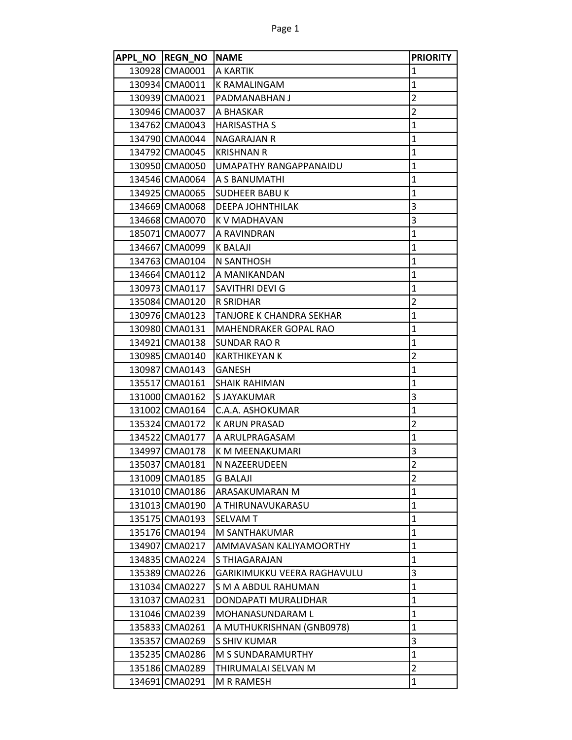| APPL_NO | REGN_NO | NAME | PRIORITY |
|---|---|---|---|
| 130928 | CMA0001 | A KARTIK | 1 |
| 130934 | CMA0011 | K RAMALINGAM | 1 |
| 130939 | CMA0021 | PADMANABHAN J | 2 |
| 130946 | CMA0037 | A BHASKAR | 2 |
| 134762 | CMA0043 | HARISASTHA S | 1 |
| 134790 | CMA0044 | NAGARAJAN R | 1 |
| 134792 | CMA0045 | KRISHNAN R | 1 |
| 130950 | CMA0050 | UMAPATHY RANGAPPANAIDU | 1 |
| 134546 | CMA0064 | A S BANUMATHI | 1 |
| 134925 | CMA0065 | SUDHEER BABU K | 1 |
| 134669 | CMA0068 | DEEPA JOHNTHILAK | 3 |
| 134668 | CMA0070 | K V MADHAVAN | 3 |
| 185071 | CMA0077 | A RAVINDRAN | 1 |
| 134667 | CMA0099 | K BALAJI | 1 |
| 134763 | CMA0104 | N SANTHOSH | 1 |
| 134664 | CMA0112 | A MANIKANDAN | 1 |
| 130973 | CMA0117 | SAVITHRI DEVI G | 1 |
| 135084 | CMA0120 | R SRIDHAR | 2 |
| 130976 | CMA0123 | TANJORE K CHANDRA SEKHAR | 1 |
| 130980 | CMA0131 | MAHENDRAKER GOPAL RAO | 1 |
| 134921 | CMA0138 | SUNDAR RAO R | 1 |
| 130985 | CMA0140 | KARTHIKEYAN K | 2 |
| 130987 | CMA0143 | GANESH | 1 |
| 135517 | CMA0161 | SHAIK RAHIMAN | 1 |
| 131000 | CMA0162 | S JAYAKUMAR | 3 |
| 131002 | CMA0164 | C.A.A. ASHOKUMAR | 1 |
| 135324 | CMA0172 | K ARUN PRASAD | 2 |
| 134522 | CMA0177 | A ARULPRAGASAM | 1 |
| 134997 | CMA0178 | K M MEENAKUMARI | 3 |
| 135037 | CMA0181 | N NAZEERUDEEN | 2 |
| 131009 | CMA0185 | G BALAJI | 2 |
| 131010 | CMA0186 | ARASAKUMARAN M | 1 |
| 131013 | CMA0190 | A THIRUNAVUKARASU | 1 |
| 135175 | CMA0193 | SELVAM T | 1 |
| 135176 | CMA0194 | M SANTHAKUMAR | 1 |
| 134907 | CMA0217 | AMMAVASAN KALIYAMOORTHY | 1 |
| 134835 | CMA0224 | S THIAGARAJAN | 1 |
| 135389 | CMA0226 | GARIKIMUKKU VEERA RAGHAVULU | 3 |
| 131034 | CMA0227 | S M A ABDUL RAHUMAN | 1 |
| 131037 | CMA0231 | DONDAPATI MURALIDHAR | 1 |
| 131046 | CMA0239 | MOHANASUNDARAM L | 1 |
| 135833 | CMA0261 | A MUTHUKRISHNAN (GNB0978) | 1 |
| 135357 | CMA0269 | S SHIV KUMAR | 3 |
| 135235 | CMA0286 | M S SUNDARAMURTHY | 1 |
| 135186 | CMA0289 | THIRUMALAI SELVAN M | 2 |
| 134691 | CMA0291 | M R RAMESH | 1 |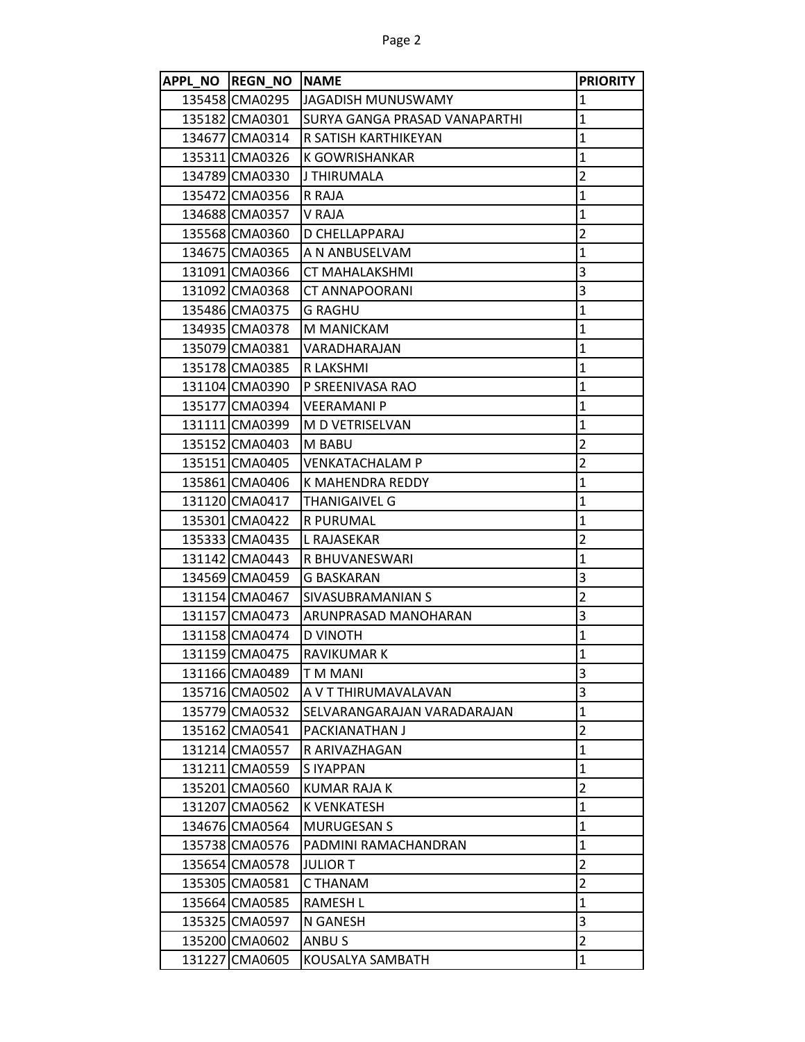| APPL_NO | REGN_NO | NAME | PRIORITY |
|---|---|---|---|
| 135458 | CMA0295 | JAGADISH MUNUSWAMY | 1 |
| 135182 | CMA0301 | SURYA GANGA PRASAD VANAPARTHI | 1 |
| 134677 | CMA0314 | R SATISH KARTHIKEYAN | 1 |
| 135311 | CMA0326 | K GOWRISHANKAR | 1 |
| 134789 | CMA0330 | J THIRUMALA | 2 |
| 135472 | CMA0356 | R RAJA | 1 |
| 134688 | CMA0357 | V RAJA | 1 |
| 135568 | CMA0360 | D CHELLAPPARAJ | 2 |
| 134675 | CMA0365 | A N ANBUSELVAM | 1 |
| 131091 | CMA0366 | CT MAHALAKSHMI | 3 |
| 131092 | CMA0368 | CT ANNAPOORANI | 3 |
| 135486 | CMA0375 | G RAGHU | 1 |
| 134935 | CMA0378 | M MANICKAM | 1 |
| 135079 | CMA0381 | VARADHARAJAN | 1 |
| 135178 | CMA0385 | R LAKSHMI | 1 |
| 131104 | CMA0390 | P SREENIVASA RAO | 1 |
| 135177 | CMA0394 | VEERAMANI P | 1 |
| 131111 | CMA0399 | M D VETRISELVAN | 1 |
| 135152 | CMA0403 | M BABU | 2 |
| 135151 | CMA0405 | VENKATACHALAM P | 2 |
| 135861 | CMA0406 | K MAHENDRA REDDY | 1 |
| 131120 | CMA0417 | THANIGAIVEL G | 1 |
| 135301 | CMA0422 | R PURUMAL | 1 |
| 135333 | CMA0435 | L RAJASEKAR | 2 |
| 131142 | CMA0443 | R BHUVANESWARI | 1 |
| 134569 | CMA0459 | G BASKARAN | 3 |
| 131154 | CMA0467 | SIVASUBRAMANIAN S | 2 |
| 131157 | CMA0473 | ARUNPRASAD MANOHARAN | 3 |
| 131158 | CMA0474 | D VINOTH | 1 |
| 131159 | CMA0475 | RAVIKUMAR K | 1 |
| 131166 | CMA0489 | T M MANI | 3 |
| 135716 | CMA0502 | A V T THIRUMAVALAVAN | 3 |
| 135779 | CMA0532 | SELVARANGARAJAN VARADARAJAN | 1 |
| 135162 | CMA0541 | PACKIANATHAN J | 2 |
| 131214 | CMA0557 | R ARIVAZHAGAN | 1 |
| 131211 | CMA0559 | S IYAPPAN | 1 |
| 135201 | CMA0560 | KUMAR RAJA K | 2 |
| 131207 | CMA0562 | K VENKATESH | 1 |
| 134676 | CMA0564 | MURUGESAN S | 1 |
| 135738 | CMA0576 | PADMINI RAMACHANDRAN | 1 |
| 135654 | CMA0578 | JULIOR T | 2 |
| 135305 | CMA0581 | C THANAM | 2 |
| 135664 | CMA0585 | RAMESH L | 1 |
| 135325 | CMA0597 | N GANESH | 3 |
| 135200 | CMA0602 | ANBU S | 2 |
| 131227 | CMA0605 | KOUSALYA SAMBATH | 1 |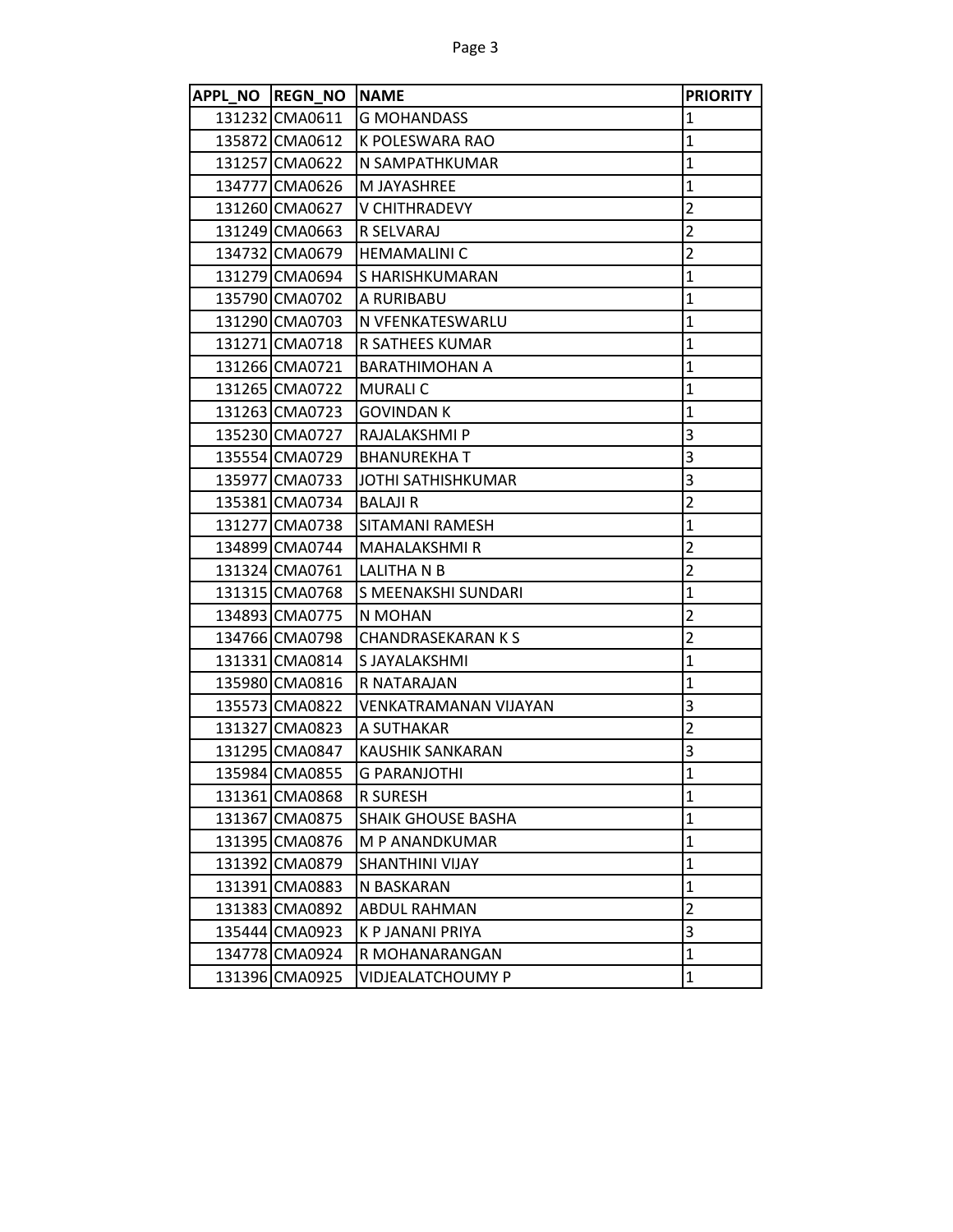| APPL_NO | REGN_NO | NAME | PRIORITY |
|---|---|---|---|
| 131232 | CMA0611 | G MOHANDASS | 1 |
| 135872 | CMA0612 | K POLESWARA RAO | 1 |
| 131257 | CMA0622 | N SAMPATHKUMAR | 1 |
| 134777 | CMA0626 | M JAYASHREE | 1 |
| 131260 | CMA0627 | V CHITHRADEVY | 2 |
| 131249 | CMA0663 | R SELVARAJ | 2 |
| 134732 | CMA0679 | HEMAMALINI C | 2 |
| 131279 | CMA0694 | S HARISHKUMARAN | 1 |
| 135790 | CMA0702 | A RURIBABU | 1 |
| 131290 | CMA0703 | N VFENKATESWARLU | 1 |
| 131271 | CMA0718 | R SATHEES KUMAR | 1 |
| 131266 | CMA0721 | BARATHIMOHAN A | 1 |
| 131265 | CMA0722 | MURALI C | 1 |
| 131263 | CMA0723 | GOVINDAN K | 1 |
| 135230 | CMA0727 | RAJALAKSHMI P | 3 |
| 135554 | CMA0729 | BHANUREKHA T | 3 |
| 135977 | CMA0733 | JOTHI SATHISHKUMAR | 3 |
| 135381 | CMA0734 | BALAJI R | 2 |
| 131277 | CMA0738 | SITAMANI RAMESH | 1 |
| 134899 | CMA0744 | MAHALAKSHMI R | 2 |
| 131324 | CMA0761 | LALITHA N B | 2 |
| 131315 | CMA0768 | S MEENAKSHI SUNDARI | 1 |
| 134893 | CMA0775 | N MOHAN | 2 |
| 134766 | CMA0798 | CHANDRASEKARAN K S | 2 |
| 131331 | CMA0814 | S JAYALAKSHMI | 1 |
| 135980 | CMA0816 | R NATARAJAN | 1 |
| 135573 | CMA0822 | VENKATRAMANAN VIJAYAN | 3 |
| 131327 | CMA0823 | A SUTHAKAR | 2 |
| 131295 | CMA0847 | KAUSHIK SANKARAN | 3 |
| 135984 | CMA0855 | G PARANJOTHI | 1 |
| 131361 | CMA0868 | R SURESH | 1 |
| 131367 | CMA0875 | SHAIK GHOUSE BASHA | 1 |
| 131395 | CMA0876 | M P ANANDKUMAR | 1 |
| 131392 | CMA0879 | SHANTHINI VIJAY | 1 |
| 131391 | CMA0883 | N BASKARAN | 1 |
| 131383 | CMA0892 | ABDUL RAHMAN | 2 |
| 135444 | CMA0923 | K P JANANI PRIYA | 3 |
| 134778 | CMA0924 | R MOHANARANGAN | 1 |
| 131396 | CMA0925 | VIDJEALATCHOUMY P | 1 |